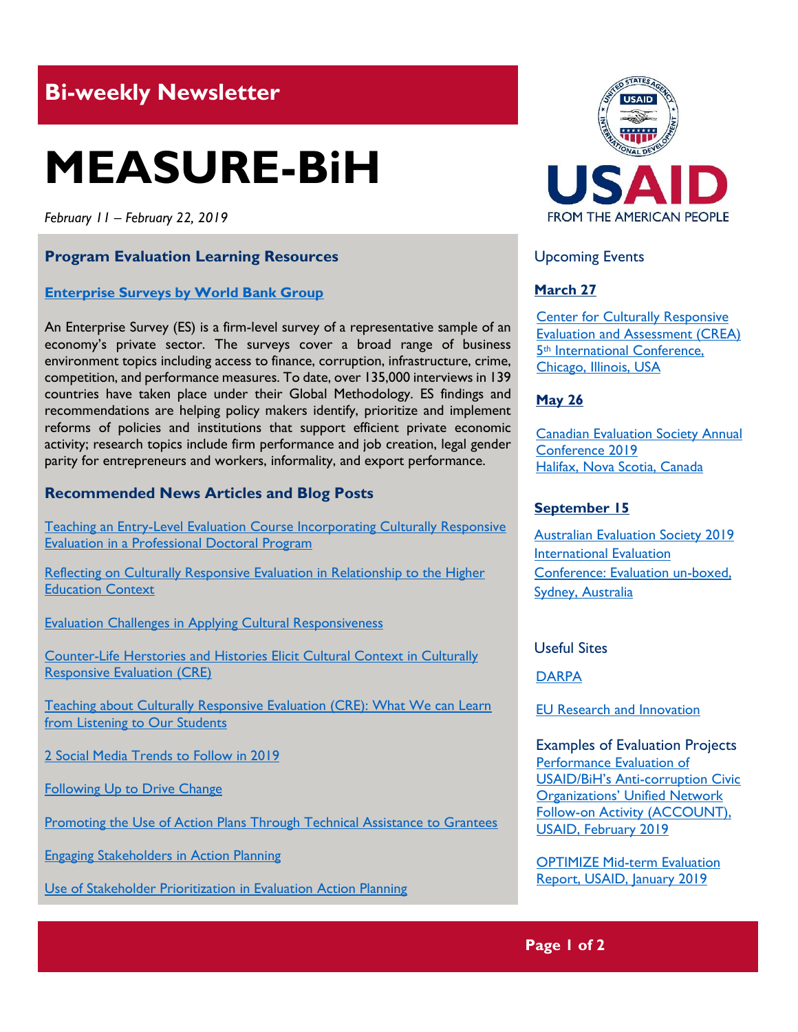## Bi-weekly Newsletter

# MEASURE-BiH

*February 11 – February 22, 2019*

### Program Evaluation Learning Resources

**Enterprise Surveys by World Bank Group**

An Enterprise Survey (ES) is a firm-level survey of a representative sample of an economy's private sector. The surveys cover a broad range of business environment topics including access to finance, corruption, infrastructure, crime, competition, and performance measures. To date, over 135,000 interviews in 139 countries have taken place under their Global Methodology. ES findings and recommendations are helping policy makers identify, prioritize and implement reforms of policies and institutions that support efficient private economic activity; research topics include firm performance and job creation, legal gender parity for entrepreneurs and workers, informality, and export performance.

### Recommended News Articles and Blog Posts

Teaching an Entry-Level Evaluation Course Incorporating Culturally Responsive Evaluation in a Professional Doctoral Program

Reflecting on Culturally Responsive Evaluation in Relationship to the Higher Education Context

Evaluation Challenges in Applying Cultural Responsiveness

Counter-Life Herstories and Histories Elicit Cultural Context in Culturally Responsive Evaluation (CRE)

Teaching about Culturally Responsive Evaluation (CRE): What We can Learn from Listening to Our Students

2 Social Media Trends to Follow in 2019

Following Up to Drive Change

Promoting the Use of Action Plans Through Technical Assistance to Grantees

Engaging Stakeholders in Action Planning

Use of Stakeholder Prioritization in Evaluation Action Planning

USAID
FROM THE AMERICAN PEOPLE

### Upcoming Events

**March 27**

Center for Culturally Responsive Evaluation and Assessment (CREA) 5th International Conference, Chicago, Illinois, USA

**May 26**

Canadian Evaluation Society Annual Conference 2019
Halifax, Nova Scotia, Canada

**September 15**

Australian Evaluation Society 2019 International Evaluation Conference: Evaluation un-boxed, Sydney, Australia

### Useful Sites

DARPA

EU Research and Innovation

### Examples of Evaluation Projects

Performance Evaluation of USAID/BiH's Anti-corruption Civic Organizations' Unified Network Follow-on Activity (ACCOUNT), USAID, February 2019

OPTIMIZE Mid-term Evaluation Report, USAID, January 2019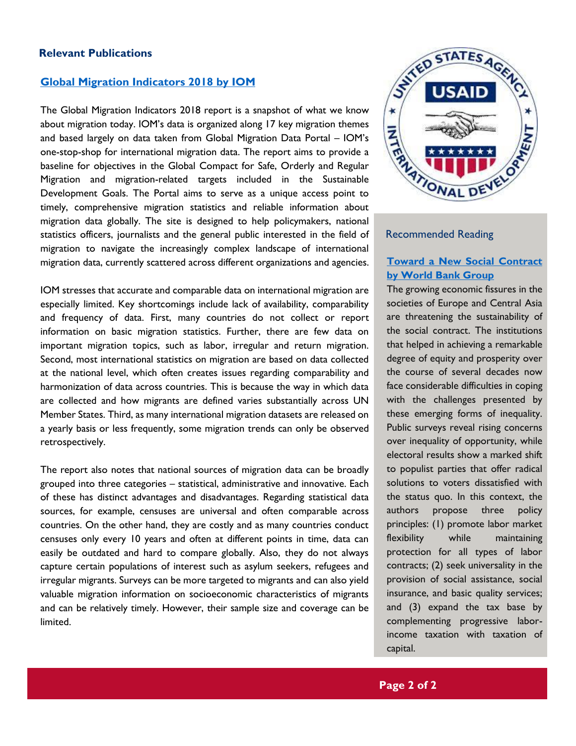## Relevant Publications

### Global Migration Indicators 2018 by IOM

The Global Migration Indicators 2018 report is a snapshot of what we know about migration today. IOM's data is organized along 17 key migration themes and based largely on data taken from Global Migration Data Portal – IOM's one-stop-shop for international migration data. The report aims to provide a baseline for objectives in the Global Compact for Safe, Orderly and Regular Migration and migration-related targets included in the Sustainable Development Goals. The Portal aims to serve as a unique access point to timely, comprehensive migration statistics and reliable information about migration data globally. The site is designed to help policymakers, national statistics officers, journalists and the general public interested in the field of migration to navigate the increasingly complex landscape of international migration data, currently scattered across different organizations and agencies.

IOM stresses that accurate and comparable data on international migration are especially limited. Key shortcomings include lack of availability, comparability and frequency of data. First, many countries do not collect or report information on basic migration statistics. Further, there are few data on important migration topics, such as labor, irregular and return migration. Second, most international statistics on migration are based on data collected at the national level, which often creates issues regarding comparability and harmonization of data across countries. This is because the way in which data are collected and how migrants are defined varies substantially across UN Member States. Third, as many international migration datasets are released on a yearly basis or less frequently, some migration trends can only be observed retrospectively.

The report also notes that national sources of migration data can be broadly grouped into three categories – statistical, administrative and innovative. Each of these has distinct advantages and disadvantages. Regarding statistical data sources, for example, censuses are universal and often comparable across countries. On the other hand, they are costly and as many countries conduct censuses only every 10 years and often at different points in time, data can easily be outdated and hard to compare globally. Also, they do not always capture certain populations of interest such as asylum seekers, refugees and irregular migrants. Surveys can be more targeted to migrants and can also yield valuable migration information on socioeconomic characteristics of migrants and can be relatively timely. However, their sample size and coverage can be limited.

## Recommended Reading

### Toward a New Social Contract by World Bank Group

The growing economic fissures in the societies of Europe and Central Asia are threatening the sustainability of the social contract. The institutions that helped in achieving a remarkable degree of equity and prosperity over the course of several decades now face considerable difficulties in coping with the challenges presented by these emerging forms of inequality. Public surveys reveal rising concerns over inequality of opportunity, while electoral results show a marked shift to populist parties that offer radical solutions to voters dissatisfied with the status quo. In this context, the authors propose three policy principles: (1) promote labor market flexibility while maintaining protection for all types of labor contracts; (2) seek universality in the provision of social assistance, social insurance, and basic quality services; and (3) expand the tax base by complementing progressive labor-income taxation with taxation of capital.